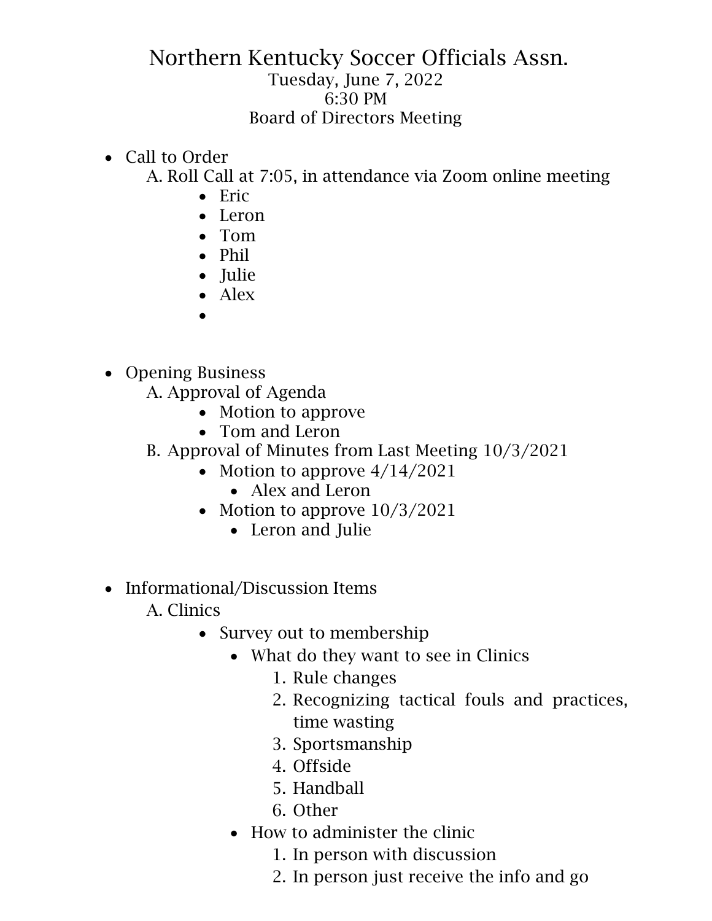# Northern Kentucky Soccer Officials Assn.

Tuesday, June 7, 2022
6:30 PM
Board of Directors Meeting

- Call to Order
  A. Roll Call at 7:05, in attendance via Zoom online meeting
    - Eric
    - Leron
    - Tom
    - Phil
    - Julie
    - Alex
    -

- Opening Business
  A. Approval of Agenda
    - Motion to approve
    - Tom and Leron

  B. Approval of Minutes from Last Meeting 10/3/2021
    - Motion to approve 4/14/2021
      - Alex and Leron
    - Motion to approve 10/3/2021
      - Leron and Julie

- Informational/Discussion Items
  A. Clinics
    - Survey out to membership
      - What do they want to see in Clinics
        1. Rule changes
        2. Recognizing tactical fouls and practices, time wasting
        3. Sportsmanship
        4. Offside
        5. Handball
        6. Other
      - How to administer the clinic
        1. In person with discussion
        2. In person just receive the info and go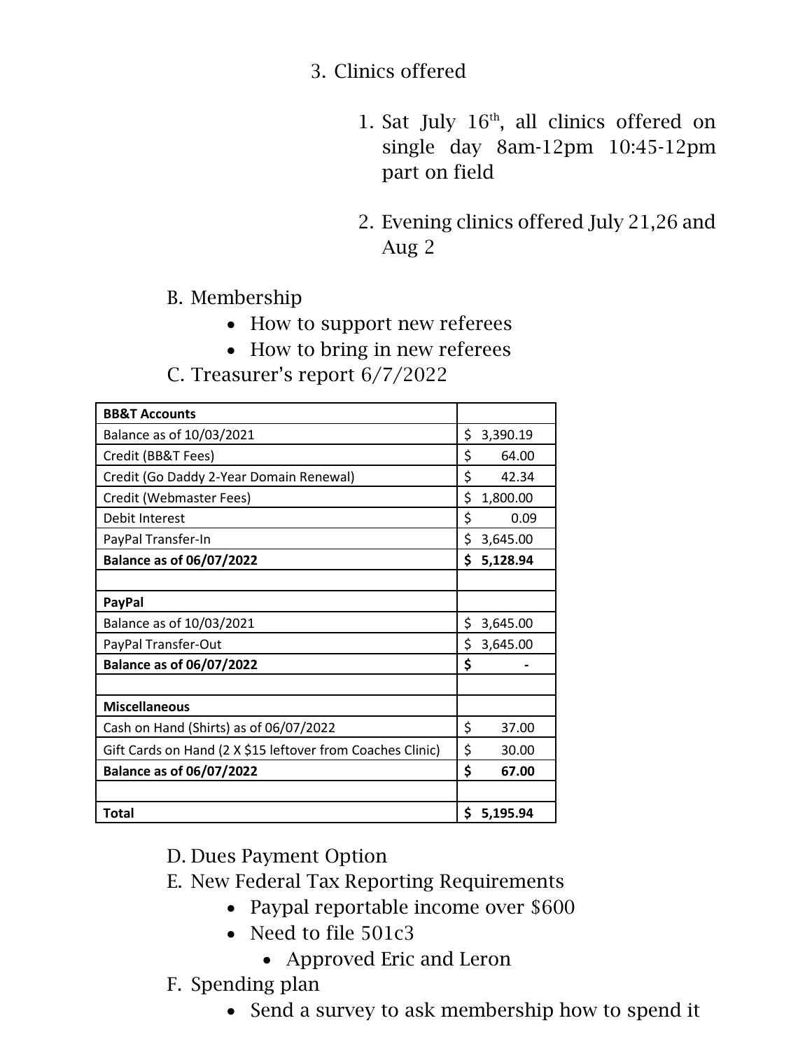3. Clinics offered

    1. Sat July 16th, all clinics offered on single day 8am-12pm 10:45-12pm part on field

    2. Evening clinics offered July 21,26 and Aug 2

B. Membership
   - How to support new referees
   - How to bring in new referees

C. Treasurer's report 6/7/2022

| **BB&T Accounts** | |
|---|---|
| Balance as of 10/03/2021 | $ 3,390.19 |
| Credit (BB&T Fees) | $ 64.00 |
| Credit (Go Daddy 2-Year Domain Renewal) | $ 42.34 |
| Credit (Webmaster Fees) | $ 1,800.00 |
| Debit Interest | $ 0.09 |
| PayPal Transfer-In | $ 3,645.00 |
| **Balance as of 06/07/2022** | **$ 5,128.94** |
| | |
| **PayPal** | |
| Balance as of 10/03/2021 | $ 3,645.00 |
| PayPal Transfer-Out | $ 3,645.00 |
| **Balance as of 06/07/2022** | **$ -** |
| | |
| **Miscellaneous** | |
| Cash on Hand (Shirts) as of 06/07/2022 | $ 37.00 |
| Gift Cards on Hand (2 X $15 leftover from Coaches Clinic) | $ 30.00 |
| **Balance as of 06/07/2022** | **$ 67.00** |
| | |
| **Total** | **$ 5,195.94** |

D. Dues Payment Option

E. New Federal Tax Reporting Requirements
   - Paypal reportable income over $600
   - Need to file 501c3
     - Approved Eric and Leron

F. Spending plan
   - Send a survey to ask membership how to spend it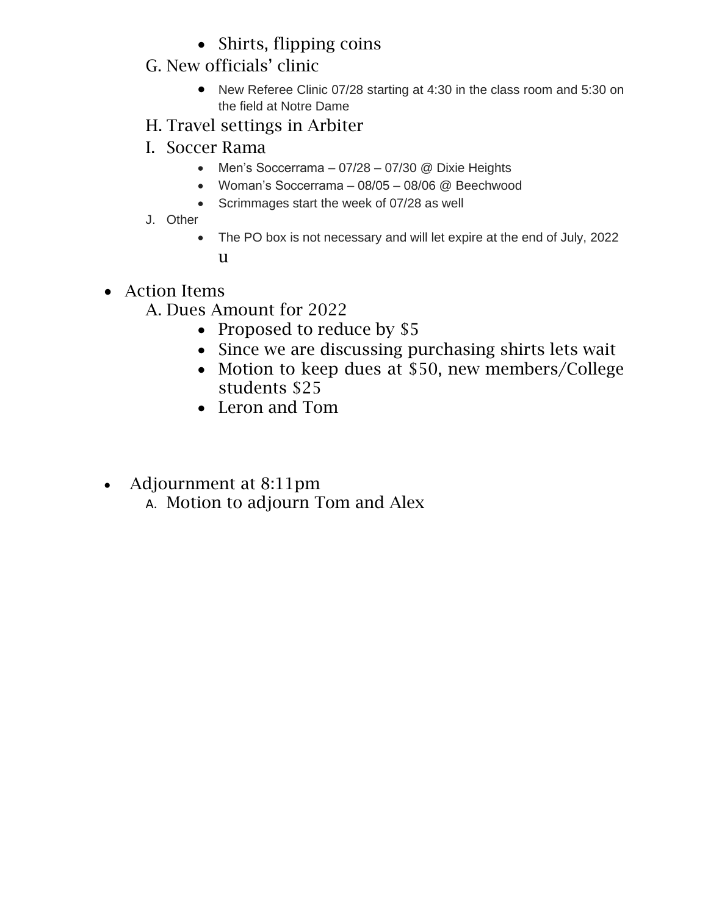- Shirts, flipping coins

G. New officials' clinic

- New Referee Clinic 07/28 starting at 4:30 in the class room and 5:30 on the field at Notre Dame

H. Travel settings in Arbiter

I. Soccer Rama

- Men's Soccerrama – 07/28 – 07/30 @ Dixie Heights
- Woman's Soccerrama – 08/05 – 08/06 @ Beechwood
- Scrimmages start the week of 07/28 as well

J. Other

- The PO box is not necessary and will let expire at the end of July, 2022 u

- Action Items

  A. Dues Amount for 2022

  - Proposed to reduce by $5
  - Since we are discussing purchasing shirts lets wait
  - Motion to keep dues at $50, new members/College students $25
  - Leron and Tom

- Adjournment at 8:11pm

  A. Motion to adjourn Tom and Alex